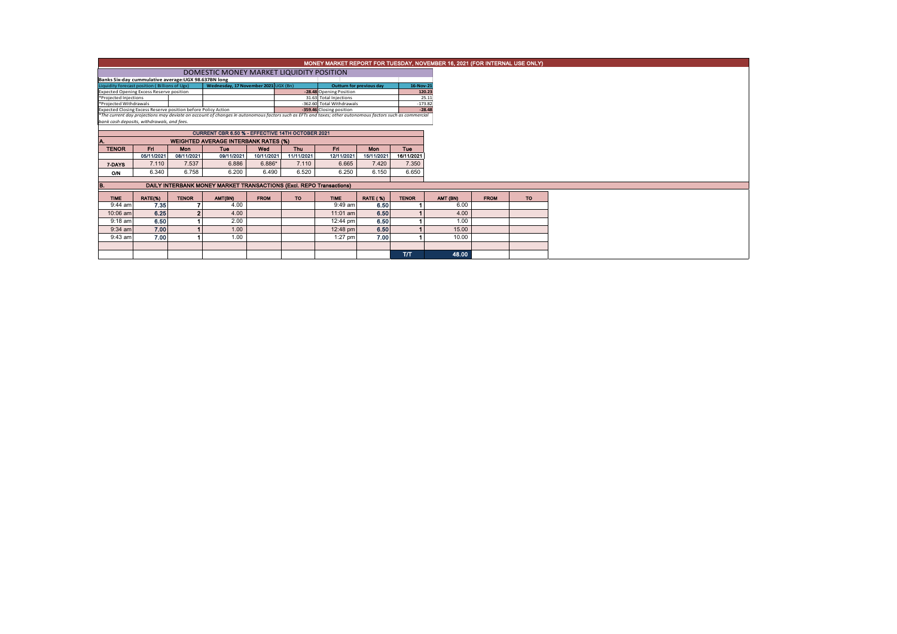# MONEY MARKET REPORT FOR TUESDAY, NOVEMBER 16, 2021 (FOR INTERNAL USE ONLY)

## DOMESTIC MONEY MARKET LIQUIDITY POSITION

**Banks Six-day cummulative average:UGX 98.637BN long**

| Liquidity forecast position ( Billions of Ugx) | Wednesday, 17 November 2021 UGX (Bn) | | Outturn for previous day | 16-Nov-21 |
|---|---|---|---|---|
| Expected Opening Excess Reserve position | -28.48 | | Opening Position | 120.23 |
| *Projected Injections | 31.63 | | Total Injections | 25.11 |
| *Projected Withdrawals | -362.60 | | Total Withdrawals | -173.82 |
| Expected Closing Excess Reserve position before Policy Action | -359.46 | | Closing position | -28.48 |

*\*The current day projections may deviate on account of changes in autonomous factors such as EFTs and taxes; other autonomous factors such as commercial bank cash deposits, withdrawals, and fees.*

### CURRENT CBR 6.50 % - EFFECTIVE 14TH OCTOBER 2021

**A. WEIGHTED AVERAGE INTERBANK RATES (%)**

| TENOR | Fri | Mon | Tue | Wed | Thu | Fri | Mon | Tue |
|---|---|---|---|---|---|---|---|---|
| | 05/11/2021 | 08/11/2021 | 09/11/2021 | 10/11/2021 | 11/11/2021 | 12/11/2021 | 15/11/2021 | 16/11/2021 |
| 7-DAYS | 7.110 | 7.537 | 6.886 | 6.886* | 7.110 | 6.665 | 7.420 | 7.350 |
| O/N | 6.340 | 6.758 | 6.200 | 6.490 | 6.520 | 6.250 | 6.150 | 6.650 |

**B. DAILY INTERBANK MONEY MARKET TRANSACTIONS (Excl. REPO Transactions)**

| TIME | RATE(%) | TENOR | AMT(BN) | FROM | TO | TIME | RATE ( %) | TENOR | AMT (BN) | FROM | TO |
|---|---|---|---|---|---|---|---|---|---|---|---|
| 9:44 am | 7.35 | 7 | 4.00 | | | 9:49 am | 6.50 | 1 | 6.00 | | |
| 10:06 am | 6.25 | 2 | 4.00 | | | 11:01 am | 6.50 | 1 | 4.00 | | |
| 9:18 am | 6.50 | 1 | 2.00 | | | 12:44 pm | 6.50 | 1 | 1.00 | | |
| 9:34 am | 7.00 | 1 | 1.00 | | | 12:48 pm | 6.50 | 1 | 15.00 | | |
| 9:43 am | 7.00 | 1 | 1.00 | | | 1:27 pm | 7.00 | 1 | 10.00 | | |
| | | | | | | | | T/T | 48.00 | | |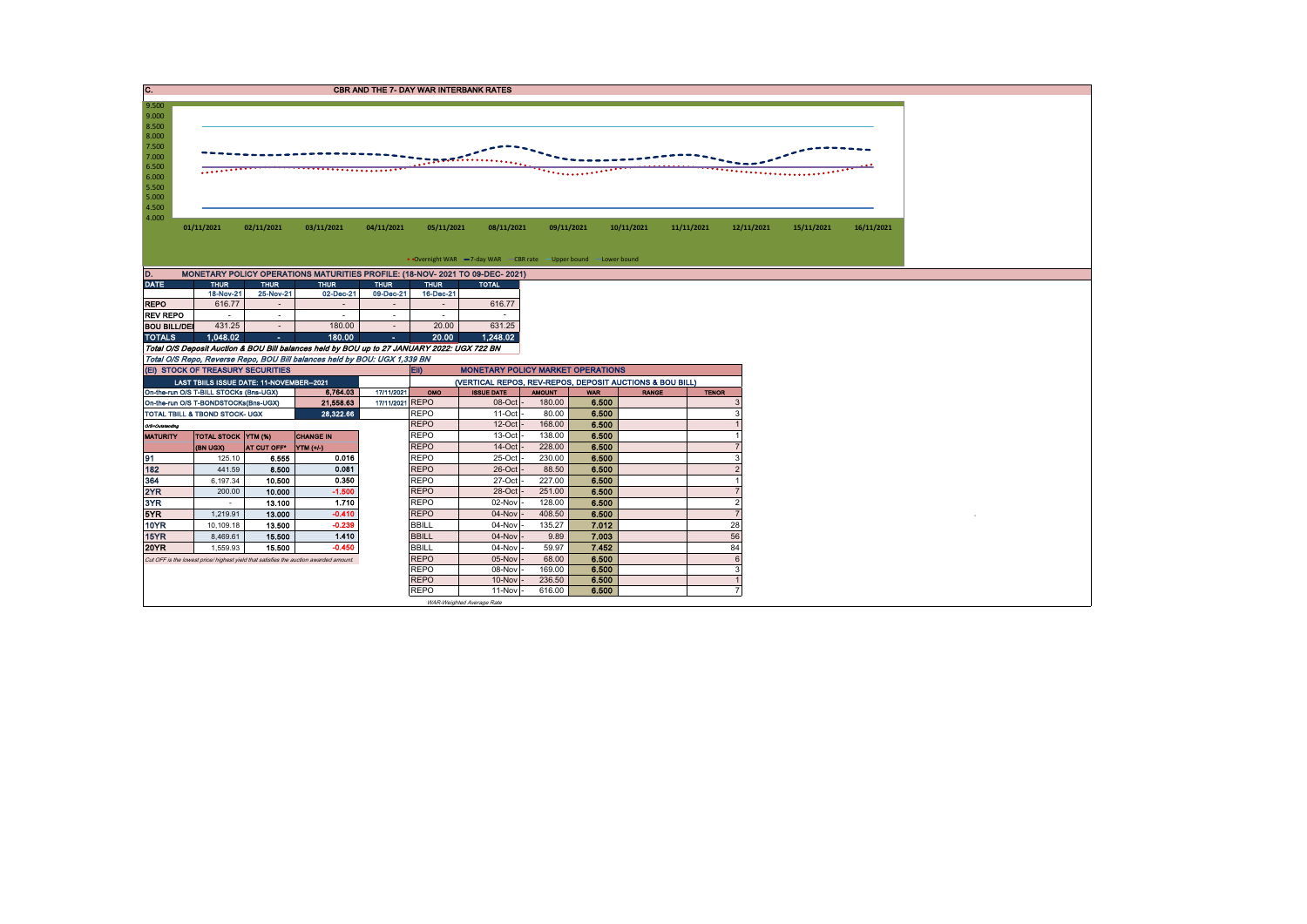## C. CBR AND THE 7- DAY WAR INTERBANK RATES

9.500
9.000
8.500
8.000
7.500
7.000
6.500
6.000
5.500
5.000
4.500
4.000

01/11/2021 02/11/2021 03/11/2021 04/11/2021 05/11/2021 08/11/2021 09/11/2021 10/11/2021 11/11/2021 12/11/2021 15/11/2021 16/11/2021

Overnight WAR — 7-day WAR — CBR rate — Upper bound — Lower bound

## D. MONETARY POLICY OPERATIONS MATURITIES PROFILE: (18-NOV- 2021 TO 09-DEC- 2021)

| DATE | THUR | THUR | THUR | THUR | THUR | TOTAL |
|---|---|---|---|---|---|---|
| | 18-Nov-21 | 25-Nov-21 | 02-Dec-21 | 09-Dec-21 | 16-Dec-21 | |
| REPO | 616.77 | - | - | - | - | 616.77 |
| REV REPO | - | - | - | - | - | - |
| BOU BILL/DEI | 431.25 | - | 180.00 | - | 20.00 | 631.25 |
| TOTALS | 1,048.02 | - | 180.00 | - | 20.00 | 1,248.02 |

*Total O/S Deposit Auction & BOU Bill balances held by BOU up to 27 JANUARY 2022: UGX 722 BN*

*Total O/S Repo, Reverse Repo, BOU Bill balances held by BOU: UGX 1,339 BN*

### (EI) STOCK OF TREASURY SECURITIES

| LAST TBIILS ISSUE DATE: 11-NOVEMBER--2021 | | | |
|---|---|---|---|
| On-the-run O/S T-BILL STOCKs (Bns-UGX) | | 6,764.03 | 17/11/2021 |
| On-the-run O/S T-BONDSTOCKs(Bns-UGX) | | 21,558.63 | 17/11/2021 |
| TOTAL TBILL & TBOND STOCK- UGX | | 28,322.66 | |

*O/S=Outstanding*

| MATURITY | TOTAL STOCK (BN UGX) | YTM (%) AT CUT OFF* | CHANGE IN YTM (+/-) |
|---|---|---|---|
| 91 | 125.10 | 6.555 | 0.016 |
| 182 | 441.59 | 8.500 | 0.081 |
| 364 | 6,197.34 | 10.500 | 0.350 |
| 2YR | 200.00 | 10.000 | -1.500 |
| 3YR | - | 13.100 | 1.710 |
| 5YR | 1,219.91 | 13.000 | -0.410 |
| 10YR | 10,109.18 | 13.500 | -0.239 |
| 15YR | 8,469.61 | 15.500 | 1.410 |
| 20YR | 1,559.93 | 15.500 | -0.450 |

*Cut OFF is the lowest price/ highest yield that satisfies the auction awarded amount.*

### EII) MONETARY POLICY MARKET OPERATIONS

(VERTICAL REPOS, REV-REPOS, DEPOSIT AUCTIONS & BOU BILL)

| OMO | ISSUE DATE | AMOUNT | WAR | RANGE | TENOR |
|---|---|---|---|---|---|
| REPO | 08-Oct | 180.00 | 6.500 | | 3 |
| REPO | 11-Oct | 80.00 | 6.500 | | 3 |
| REPO | 12-Oct | 168.00 | 6.500 | | 1 |
| REPO | 13-Oct | 138.00 | 6.500 | | 1 |
| REPO | 14-Oct | 228.00 | 6.500 | | 7 |
| REPO | 25-Oct | 230.00 | 6.500 | | 3 |
| REPO | 26-Oct | 88.50 | 6.500 | | 2 |
| REPO | 27-Oct | 227.00 | 6.500 | | 1 |
| REPO | 28-Oct | 251.00 | 6.500 | | 7 |
| REPO | 02-Nov | 128.00 | 6.500 | | 2 |
| REPO | 04-Nov | 408.50 | 6.500 | | 7 |
| BBILL | 04-Nov | 135.27 | 7.012 | | 28 |
| BBILL | 04-Nov | 9.89 | 7.003 | | 56 |
| BBILL | 04-Nov | 59.97 | 7.452 | | 84 |
| REPO | 05-Nov | 68.00 | 6.500 | | 6 |
| REPO | 08-Nov | 169.00 | 6.500 | | 3 |
| REPO | 10-Nov | 236.50 | 6.500 | | 1 |
| REPO | 11-Nov | 616.00 | 6.500 | | 7 |

*WAR-Weighted Average Rate*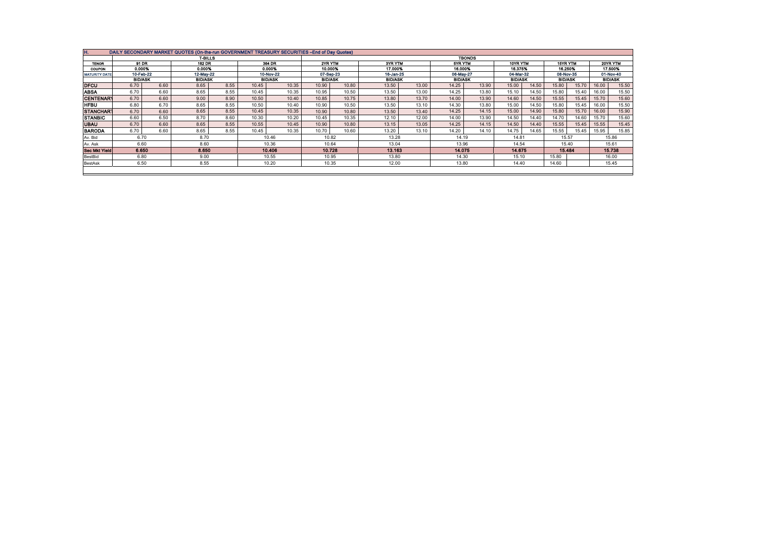| H. | DAILY SECONDARY MARKET QUOTES (On-the-run GOVERNMENT TREASURY SECURITIES –End of Day Quotes) | | | | | | | | | | | | | | | | | | |
|---|---|---|---|---|---|---|---|---|---|---|---|---|---|---|---|---|---|---|---|
| | T-BILLS | | | | | | TBONDS | | | | | | | | | | | | |
| TENOR | 91 DR | | 182 DR | | 364 DR | | 2YR YTM | | 3YR YTM | | 5YR YTM | | 10YR YTM | | 15YR YTM | | 20YR YTM | | |
| COUPON | 0.000% | | 0.000% | | 0.000% | | 10.000% | | 17.000% | | 16.000% | | 16.375% | | 16.250% | | 17.500% | | |
| MATURITY DATE | 10-Feb-22 | | 12-May-22 | | 10-Nov-22 | | 07-Sep-23 | | 16-Jan-25 | | 06-May-27 | | 04-Mar-32 | | 08-Nov-35 | | 01-Nov-40 | | |
| | BID/ASK | | BID/ASK | | BID/ASK | | BID/ASK | | BID/ASK | | BID/ASK | | BID/ASK | | BID/ASK | | BID/ASK | | |
| DFCU | 6.70 | 6.60 | 8.65 | 8.55 | 10.45 | 10.35 | 10.90 | 10.80 | 13.50 | 13.00 | 14.25 | 13.90 | 15.00 | 14.50 | 15.80 | 15.70 | 16.00 | 15.50 | |
| ABSA | 6.70 | 6.60 | 8.65 | 8.55 | 10.45 | 10.35 | 10.95 | 10.50 | 13.50 | 13.00 | 14.25 | 13.80 | 15.10 | 14.50 | 15.80 | 15.40 | 16.00 | 15.50 | |
| CENTENARY | 6.70 | 6.60 | 9.00 | 8.90 | 10.50 | 10.40 | 10.85 | 10.75 | 13.80 | 13.70 | 14.00 | 13.90 | 14.60 | 14.50 | 15.55 | 15.45 | 15.70 | 15.60 | |
| HFBU | 6.80 | 6.70 | 8.65 | 8.55 | 10.50 | 10.40 | 10.90 | 10.50 | 13.50 | 13.10 | 14.30 | 13.80 | 15.00 | 14.50 | 15.80 | 15.45 | 16.00 | 15.50 | |
| STANCHART | 6.70 | 6.60 | 8.65 | 8.55 | 10.45 | 10.35 | 10.90 | 10.80 | 13.50 | 13.40 | 14.25 | 14.15 | 15.00 | 14.90 | 15.80 | 15.70 | 16.00 | 15.90 | |
| STANBIC | 6.60 | 6.50 | 8.70 | 8.60 | 10.30 | 10.20 | 10.45 | 10.35 | 12.10 | 12.00 | 14.00 | 13.90 | 14.50 | 14.40 | 14.70 | 14.60 | 15.70 | 15.60 | |
| UBAU | 6.70 | 6.60 | 8.65 | 8.55 | 10.55 | 10.45 | 10.90 | 10.80 | 13.15 | 13.05 | 14.25 | 14.15 | 14.50 | 14.40 | 15.55 | 15.45 | 15.55 | 15.45 | |
| BARODA | 6.70 | 6.60 | 8.65 | 8.55 | 10.45 | 10.35 | 10.70 | 10.60 | 13.20 | 13.10 | 14.20 | 14.10 | 14.75 | 14.65 | 15.55 | 15.45 | 15.95 | 15.85 | |
| Av. Bid | 6.70 | | 8.70 | | 10.46 | | 10.82 | | 13.28 | | 14.19 | | 14.81 | | 15.57 | | 15.86 | | |
| Av. Ask | 6.60 | | 8.60 | | 10.36 | | 10.64 | | 13.04 | | 13.96 | | 14.54 | | 15.40 | | 15.61 | | |
| Sec Mkt Yield | 6.650 | | 8.650 | | 10.406 | | 10.728 | | 13.163 | | 14.075 | | 14.675 | | 15.484 | | 15.738 | | |
| BestBid | 6.80 | | 9.00 | | 10.55 | | 10.95 | | 13.80 | | 14.30 | | 15.10 | | 15.80 | | 16.00 | | |
| BestAsk | 6.50 | | 8.55 | | 10.20 | | 10.35 | | 12.00 | | 13.80 | | 14.40 | | 14.60 | | 15.45 | | |